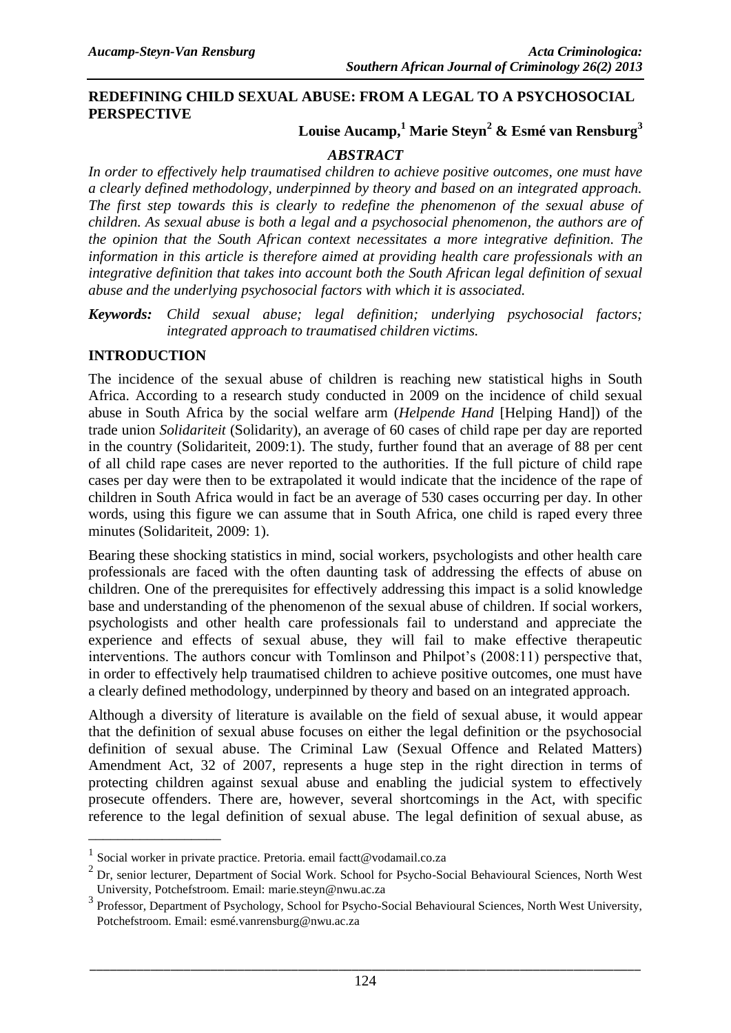# REDEFINING CHILD SEXUAL ABUSE: FROM A LEGAL TO A PSYCHOSOCIAL PERSPECTIVE

**Louise Aucamp,[1] Marie Steyn[2] & Esmé van Rensburg[3]**

## *ABSTRACT*

*In order to effectively help traumatised children to achieve positive outcomes, one must have a clearly defined methodology, underpinned by theory and based on an integrated approach. The first step towards this is clearly to redefine the phenomenon of the sexual abuse of children. As sexual abuse is both a legal and a psychosocial phenomenon, the authors are of the opinion that the South African context necessitates a more integrative definition. The information in this article is therefore aimed at providing health care professionals with an integrative definition that takes into account both the South African legal definition of sexual abuse and the underlying psychosocial factors with which it is associated.*

***Keywords:*** *Child sexual abuse; legal definition; underlying psychosocial factors; integrated approach to traumatised children victims.*

## INTRODUCTION

The incidence of the sexual abuse of children is reaching new statistical highs in South Africa. According to a research study conducted in 2009 on the incidence of child sexual abuse in South Africa by the social welfare arm (*Helpende Hand* [Helping Hand]) of the trade union *Solidariteit* (Solidarity), an average of 60 cases of child rape per day are reported in the country (Solidariteit, 2009:1). The study, further found that an average of 88 per cent of all child rape cases are never reported to the authorities. If the full picture of child rape cases per day were then to be extrapolated it would indicate that the incidence of the rape of children in South Africa would in fact be an average of 530 cases occurring per day. In other words, using this figure we can assume that in South Africa, one child is raped every three minutes (Solidariteit, 2009: 1).

Bearing these shocking statistics in mind, social workers, psychologists and other health care professionals are faced with the often daunting task of addressing the effects of abuse on children. One of the prerequisites for effectively addressing this impact is a solid knowledge base and understanding of the phenomenon of the sexual abuse of children. If social workers, psychologists and other health care professionals fail to understand and appreciate the experience and effects of sexual abuse, they will fail to make effective therapeutic interventions. The authors concur with Tomlinson and Philpot's (2008:11) perspective that, in order to effectively help traumatised children to achieve positive outcomes, one must have a clearly defined methodology, underpinned by theory and based on an integrated approach.

Although a diversity of literature is available on the field of sexual abuse, it would appear that the definition of sexual abuse focuses on either the legal definition or the psychosocial definition of sexual abuse. The Criminal Law (Sexual Offence and Related Matters) Amendment Act, 32 of 2007, represents a huge step in the right direction in terms of protecting children against sexual abuse and enabling the judicial system to effectively prosecute offenders. There are, however, several shortcomings in the Act, with specific reference to the legal definition of sexual abuse. The legal definition of sexual abuse, as

---

[1] Social worker in private practice. Pretoria. email factt@vodamail.co.za

[2] Dr, senior lecturer, Department of Social Work. School for Psycho-Social Behavioural Sciences, North West University, Potchefstroom. Email: marie.steyn@nwu.ac.za

[3] Professor, Department of Psychology, School for Psycho-Social Behavioural Sciences, North West University, Potchefstroom. Email: esmé.vanrensburg@nwu.ac.za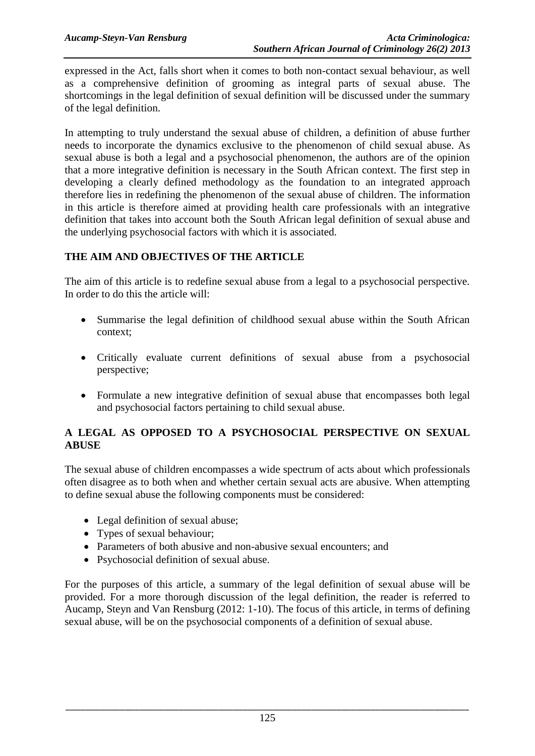expressed in the Act, falls short when it comes to both non-contact sexual behaviour, as well as a comprehensive definition of grooming as integral parts of sexual abuse. The shortcomings in the legal definition of sexual definition will be discussed under the summary of the legal definition.

In attempting to truly understand the sexual abuse of children, a definition of abuse further needs to incorporate the dynamics exclusive to the phenomenon of child sexual abuse. As sexual abuse is both a legal and a psychosocial phenomenon, the authors are of the opinion that a more integrative definition is necessary in the South African context. The first step in developing a clearly defined methodology as the foundation to an integrated approach therefore lies in redefining the phenomenon of the sexual abuse of children. The information in this article is therefore aimed at providing health care professionals with an integrative definition that takes into account both the South African legal definition of sexual abuse and the underlying psychosocial factors with which it is associated.

## THE AIM AND OBJECTIVES OF THE ARTICLE

The aim of this article is to redefine sexual abuse from a legal to a psychosocial perspective. In order to do this the article will:

- Summarise the legal definition of childhood sexual abuse within the South African context;
- Critically evaluate current definitions of sexual abuse from a psychosocial perspective;
- Formulate a new integrative definition of sexual abuse that encompasses both legal and psychosocial factors pertaining to child sexual abuse.

## A LEGAL AS OPPOSED TO A PSYCHOSOCIAL PERSPECTIVE ON SEXUAL ABUSE

The sexual abuse of children encompasses a wide spectrum of acts about which professionals often disagree as to both when and whether certain sexual acts are abusive. When attempting to define sexual abuse the following components must be considered:

- Legal definition of sexual abuse;
- Types of sexual behaviour;
- Parameters of both abusive and non-abusive sexual encounters; and
- Psychosocial definition of sexual abuse.

For the purposes of this article, a summary of the legal definition of sexual abuse will be provided. For a more thorough discussion of the legal definition, the reader is referred to Aucamp, Steyn and Van Rensburg (2012: 1-10). The focus of this article, in terms of defining sexual abuse, will be on the psychosocial components of a definition of sexual abuse.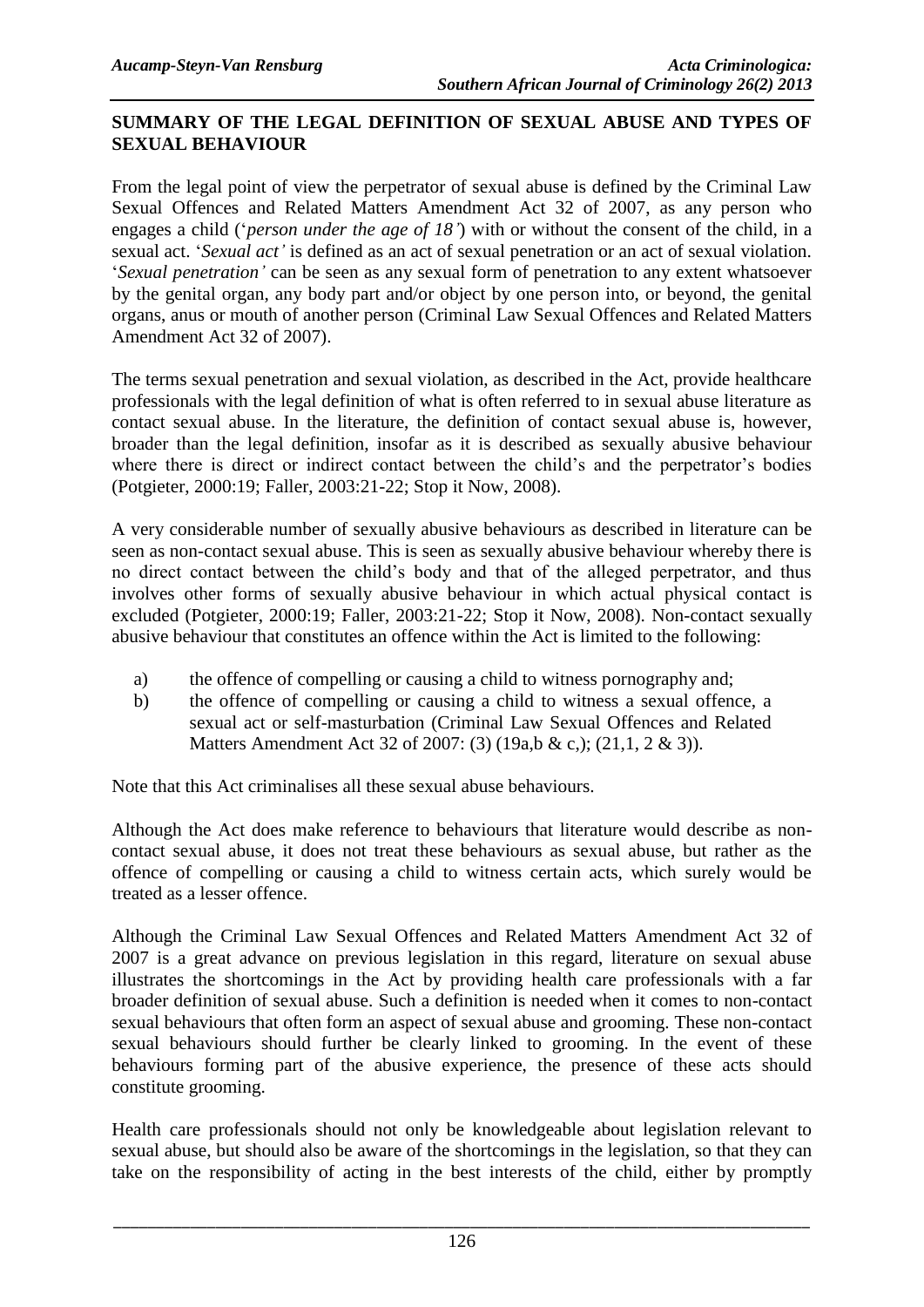**SUMMARY OF THE LEGAL DEFINITION OF SEXUAL ABUSE AND TYPES OF SEXUAL BEHAVIOUR**

From the legal point of view the perpetrator of sexual abuse is defined by the Criminal Law Sexual Offences and Related Matters Amendment Act 32 of 2007, as any person who engages a child ('*person under the age of 18'*) with or without the consent of the child, in a sexual act. '*Sexual act'* is defined as an act of sexual penetration or an act of sexual violation. '*Sexual penetration'* can be seen as any sexual form of penetration to any extent whatsoever by the genital organ, any body part and/or object by one person into, or beyond, the genital organs, anus or mouth of another person (Criminal Law Sexual Offences and Related Matters Amendment Act 32 of 2007).

The terms sexual penetration and sexual violation, as described in the Act, provide healthcare professionals with the legal definition of what is often referred to in sexual abuse literature as contact sexual abuse. In the literature, the definition of contact sexual abuse is, however, broader than the legal definition, insofar as it is described as sexually abusive behaviour where there is direct or indirect contact between the child's and the perpetrator's bodies (Potgieter, 2000:19; Faller, 2003:21-22; Stop it Now, 2008).

A very considerable number of sexually abusive behaviours as described in literature can be seen as non-contact sexual abuse. This is seen as sexually abusive behaviour whereby there is no direct contact between the child's body and that of the alleged perpetrator, and thus involves other forms of sexually abusive behaviour in which actual physical contact is excluded (Potgieter, 2000:19; Faller, 2003:21-22; Stop it Now, 2008). Non-contact sexually abusive behaviour that constitutes an offence within the Act is limited to the following:

a) the offence of compelling or causing a child to witness pornography and;
b) the offence of compelling or causing a child to witness a sexual offence, a sexual act or self-masturbation (Criminal Law Sexual Offences and Related Matters Amendment Act 32 of 2007: (3) (19a,b & c,); (21,1, 2 & 3)).

Note that this Act criminalises all these sexual abuse behaviours.

Although the Act does make reference to behaviours that literature would describe as non-contact sexual abuse, it does not treat these behaviours as sexual abuse, but rather as the offence of compelling or causing a child to witness certain acts, which surely would be treated as a lesser offence.

Although the Criminal Law Sexual Offences and Related Matters Amendment Act 32 of 2007 is a great advance on previous legislation in this regard, literature on sexual abuse illustrates the shortcomings in the Act by providing health care professionals with a far broader definition of sexual abuse. Such a definition is needed when it comes to non-contact sexual behaviours that often form an aspect of sexual abuse and grooming. These non-contact sexual behaviours should further be clearly linked to grooming. In the event of these behaviours forming part of the abusive experience, the presence of these acts should constitute grooming.

Health care professionals should not only be knowledgeable about legislation relevant to sexual abuse, but should also be aware of the shortcomings in the legislation, so that they can take on the responsibility of acting in the best interests of the child, either by promptly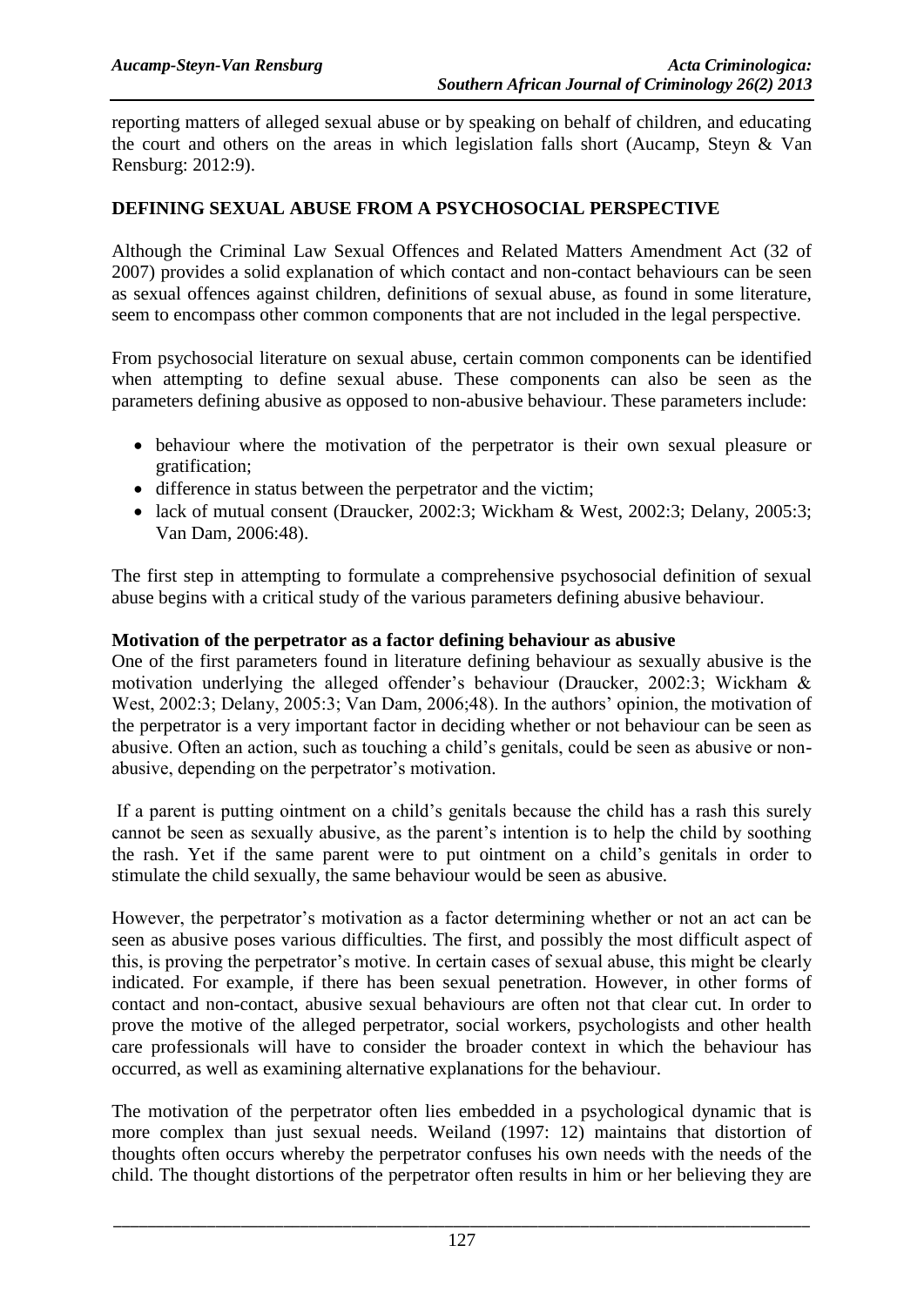reporting matters of alleged sexual abuse or by speaking on behalf of children, and educating the court and others on the areas in which legislation falls short (Aucamp, Steyn & Van Rensburg: 2012:9).

## DEFINING SEXUAL ABUSE FROM A PSYCHOSOCIAL PERSPECTIVE

Although the Criminal Law Sexual Offences and Related Matters Amendment Act (32 of 2007) provides a solid explanation of which contact and non-contact behaviours can be seen as sexual offences against children, definitions of sexual abuse, as found in some literature, seem to encompass other common components that are not included in the legal perspective.

From psychosocial literature on sexual abuse, certain common components can be identified when attempting to define sexual abuse. These components can also be seen as the parameters defining abusive as opposed to non-abusive behaviour. These parameters include:

- behaviour where the motivation of the perpetrator is their own sexual pleasure or gratification;
- difference in status between the perpetrator and the victim;
- lack of mutual consent (Draucker, 2002:3; Wickham & West, 2002:3; Delany, 2005:3; Van Dam, 2006:48).

The first step in attempting to formulate a comprehensive psychosocial definition of sexual abuse begins with a critical study of the various parameters defining abusive behaviour.

### Motivation of the perpetrator as a factor defining behaviour as abusive

One of the first parameters found in literature defining behaviour as sexually abusive is the motivation underlying the alleged offender's behaviour (Draucker, 2002:3; Wickham & West, 2002:3; Delany, 2005:3; Van Dam, 2006;48). In the authors' opinion, the motivation of the perpetrator is a very important factor in deciding whether or not behaviour can be seen as abusive. Often an action, such as touching a child's genitals, could be seen as abusive or non-abusive, depending on the perpetrator's motivation.

If a parent is putting ointment on a child's genitals because the child has a rash this surely cannot be seen as sexually abusive, as the parent's intention is to help the child by soothing the rash. Yet if the same parent were to put ointment on a child's genitals in order to stimulate the child sexually, the same behaviour would be seen as abusive.

However, the perpetrator's motivation as a factor determining whether or not an act can be seen as abusive poses various difficulties. The first, and possibly the most difficult aspect of this, is proving the perpetrator's motive. In certain cases of sexual abuse, this might be clearly indicated. For example, if there has been sexual penetration. However, in other forms of contact and non-contact, abusive sexual behaviours are often not that clear cut. In order to prove the motive of the alleged perpetrator, social workers, psychologists and other health care professionals will have to consider the broader context in which the behaviour has occurred, as well as examining alternative explanations for the behaviour.

The motivation of the perpetrator often lies embedded in a psychological dynamic that is more complex than just sexual needs. Weiland (1997: 12) maintains that distortion of thoughts often occurs whereby the perpetrator confuses his own needs with the needs of the child. The thought distortions of the perpetrator often results in him or her believing they are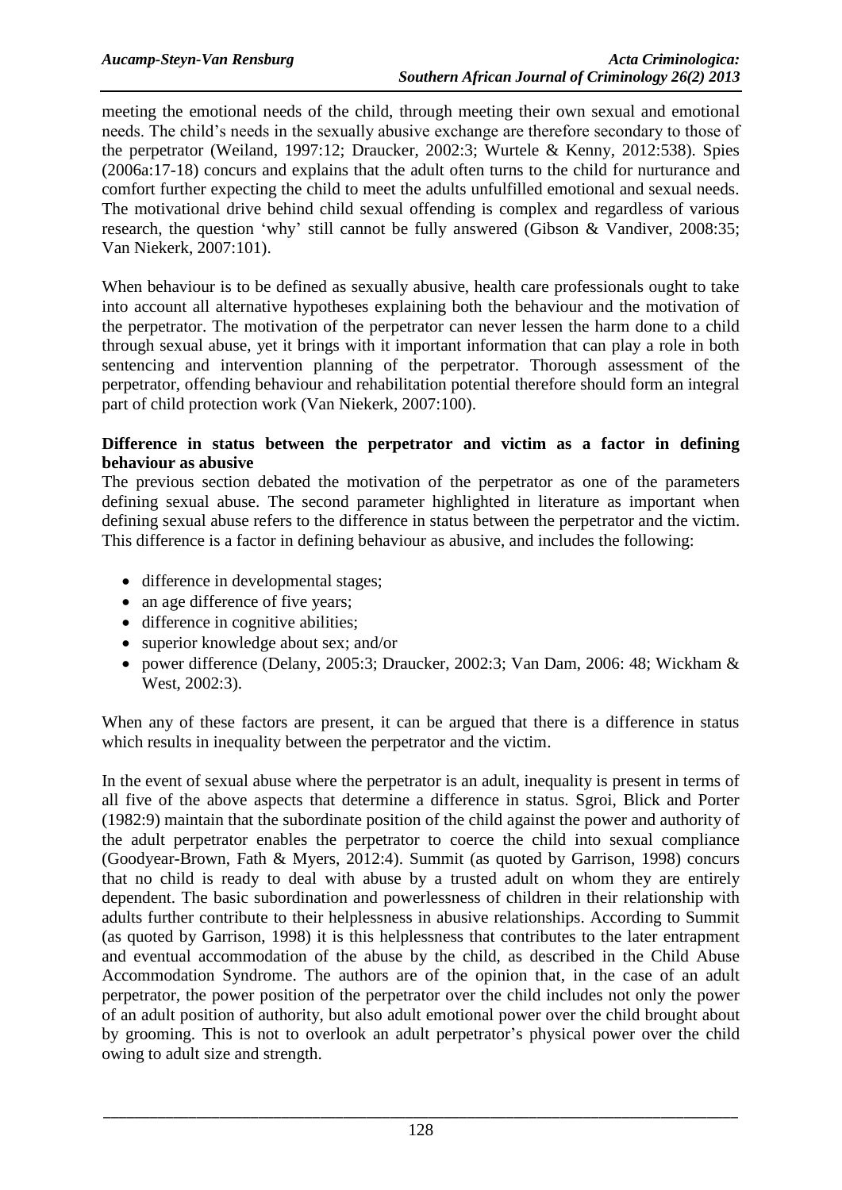meeting the emotional needs of the child, through meeting their own sexual and emotional needs. The child's needs in the sexually abusive exchange are therefore secondary to those of the perpetrator (Weiland, 1997:12; Draucker, 2002:3; Wurtele & Kenny, 2012:538). Spies (2006a:17-18) concurs and explains that the adult often turns to the child for nurturance and comfort further expecting the child to meet the adults unfulfilled emotional and sexual needs. The motivational drive behind child sexual offending is complex and regardless of various research, the question 'why' still cannot be fully answered (Gibson & Vandiver, 2008:35; Van Niekerk, 2007:101).

When behaviour is to be defined as sexually abusive, health care professionals ought to take into account all alternative hypotheses explaining both the behaviour and the motivation of the perpetrator. The motivation of the perpetrator can never lessen the harm done to a child through sexual abuse, yet it brings with it important information that can play a role in both sentencing and intervention planning of the perpetrator. Thorough assessment of the perpetrator, offending behaviour and rehabilitation potential therefore should form an integral part of child protection work (Van Niekerk, 2007:100).

**Difference in status between the perpetrator and victim as a factor in defining behaviour as abusive**

The previous section debated the motivation of the perpetrator as one of the parameters defining sexual abuse. The second parameter highlighted in literature as important when defining sexual abuse refers to the difference in status between the perpetrator and the victim. This difference is a factor in defining behaviour as abusive, and includes the following:

- difference in developmental stages;
- an age difference of five years;
- difference in cognitive abilities;
- superior knowledge about sex; and/or
- power difference (Delany, 2005:3; Draucker, 2002:3; Van Dam, 2006: 48; Wickham & West, 2002:3).

When any of these factors are present, it can be argued that there is a difference in status which results in inequality between the perpetrator and the victim.

In the event of sexual abuse where the perpetrator is an adult, inequality is present in terms of all five of the above aspects that determine a difference in status. Sgroi, Blick and Porter (1982:9) maintain that the subordinate position of the child against the power and authority of the adult perpetrator enables the perpetrator to coerce the child into sexual compliance (Goodyear-Brown, Fath & Myers, 2012:4). Summit (as quoted by Garrison, 1998) concurs that no child is ready to deal with abuse by a trusted adult on whom they are entirely dependent. The basic subordination and powerlessness of children in their relationship with adults further contribute to their helplessness in abusive relationships. According to Summit (as quoted by Garrison, 1998) it is this helplessness that contributes to the later entrapment and eventual accommodation of the abuse by the child, as described in the Child Abuse Accommodation Syndrome. The authors are of the opinion that, in the case of an adult perpetrator, the power position of the perpetrator over the child includes not only the power of an adult position of authority, but also adult emotional power over the child brought about by grooming. This is not to overlook an adult perpetrator's physical power over the child owing to adult size and strength.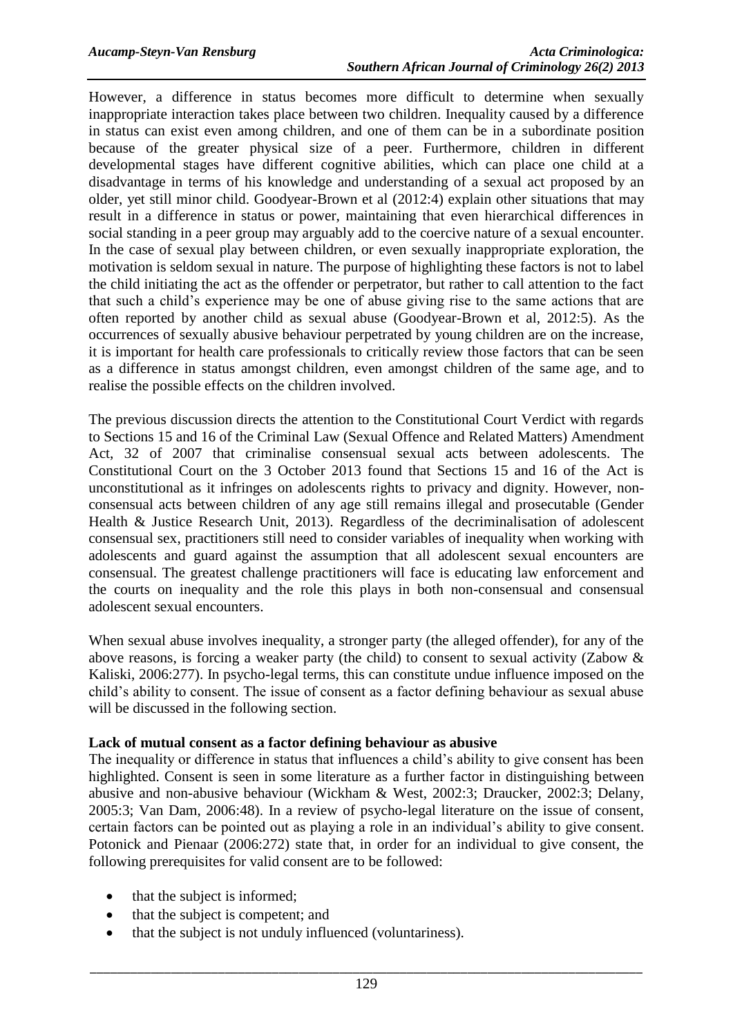However, a difference in status becomes more difficult to determine when sexually inappropriate interaction takes place between two children. Inequality caused by a difference in status can exist even among children, and one of them can be in a subordinate position because of the greater physical size of a peer. Furthermore, children in different developmental stages have different cognitive abilities, which can place one child at a disadvantage in terms of his knowledge and understanding of a sexual act proposed by an older, yet still minor child. Goodyear-Brown et al (2012:4) explain other situations that may result in a difference in status or power, maintaining that even hierarchical differences in social standing in a peer group may arguably add to the coercive nature of a sexual encounter. In the case of sexual play between children, or even sexually inappropriate exploration, the motivation is seldom sexual in nature. The purpose of highlighting these factors is not to label the child initiating the act as the offender or perpetrator, but rather to call attention to the fact that such a child's experience may be one of abuse giving rise to the same actions that are often reported by another child as sexual abuse (Goodyear-Brown et al, 2012:5). As the occurrences of sexually abusive behaviour perpetrated by young children are on the increase, it is important for health care professionals to critically review those factors that can be seen as a difference in status amongst children, even amongst children of the same age, and to realise the possible effects on the children involved.

The previous discussion directs the attention to the Constitutional Court Verdict with regards to Sections 15 and 16 of the Criminal Law (Sexual Offence and Related Matters) Amendment Act, 32 of 2007 that criminalise consensual sexual acts between adolescents. The Constitutional Court on the 3 October 2013 found that Sections 15 and 16 of the Act is unconstitutional as it infringes on adolescents rights to privacy and dignity. However, non-consensual acts between children of any age still remains illegal and prosecutable (Gender Health & Justice Research Unit, 2013). Regardless of the decriminalisation of adolescent consensual sex, practitioners still need to consider variables of inequality when working with adolescents and guard against the assumption that all adolescent sexual encounters are consensual. The greatest challenge practitioners will face is educating law enforcement and the courts on inequality and the role this plays in both non-consensual and consensual adolescent sexual encounters.

When sexual abuse involves inequality, a stronger party (the alleged offender), for any of the above reasons, is forcing a weaker party (the child) to consent to sexual activity (Zabow & Kaliski, 2006:277). In psycho-legal terms, this can constitute undue influence imposed on the child's ability to consent. The issue of consent as a factor defining behaviour as sexual abuse will be discussed in the following section.

**Lack of mutual consent as a factor defining behaviour as abusive**

The inequality or difference in status that influences a child's ability to give consent has been highlighted. Consent is seen in some literature as a further factor in distinguishing between abusive and non-abusive behaviour (Wickham & West, 2002:3; Draucker, 2002:3; Delany, 2005:3; Van Dam, 2006:48). In a review of psycho-legal literature on the issue of consent, certain factors can be pointed out as playing a role in an individual's ability to give consent. Potonick and Pienaar (2006:272) state that, in order for an individual to give consent, the following prerequisites for valid consent are to be followed:

- that the subject is informed;
- that the subject is competent; and
- that the subject is not unduly influenced (voluntariness).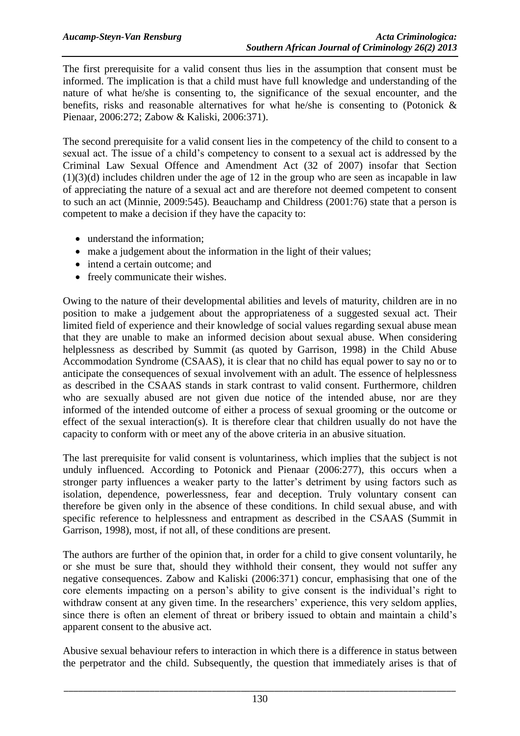The first prerequisite for a valid consent thus lies in the assumption that consent must be informed. The implication is that a child must have full knowledge and understanding of the nature of what he/she is consenting to, the significance of the sexual encounter, and the benefits, risks and reasonable alternatives for what he/she is consenting to (Potonick & Pienaar, 2006:272; Zabow & Kaliski, 2006:371).

The second prerequisite for a valid consent lies in the competency of the child to consent to a sexual act. The issue of a child's competency to consent to a sexual act is addressed by the Criminal Law Sexual Offence and Amendment Act (32 of 2007) insofar that Section (1)(3)(d) includes children under the age of 12 in the group who are seen as incapable in law of appreciating the nature of a sexual act and are therefore not deemed competent to consent to such an act (Minnie, 2009:545). Beauchamp and Childress (2001:76) state that a person is competent to make a decision if they have the capacity to:

- understand the information;
- make a judgement about the information in the light of their values;
- intend a certain outcome; and
- freely communicate their wishes.

Owing to the nature of their developmental abilities and levels of maturity, children are in no position to make a judgement about the appropriateness of a suggested sexual act. Their limited field of experience and their knowledge of social values regarding sexual abuse mean that they are unable to make an informed decision about sexual abuse. When considering helplessness as described by Summit (as quoted by Garrison, 1998) in the Child Abuse Accommodation Syndrome (CSAAS), it is clear that no child has equal power to say no or to anticipate the consequences of sexual involvement with an adult. The essence of helplessness as described in the CSAAS stands in stark contrast to valid consent. Furthermore, children who are sexually abused are not given due notice of the intended abuse, nor are they informed of the intended outcome of either a process of sexual grooming or the outcome or effect of the sexual interaction(s). It is therefore clear that children usually do not have the capacity to conform with or meet any of the above criteria in an abusive situation.

The last prerequisite for valid consent is voluntariness, which implies that the subject is not unduly influenced. According to Potonick and Pienaar (2006:277), this occurs when a stronger party influences a weaker party to the latter's detriment by using factors such as isolation, dependence, powerlessness, fear and deception. Truly voluntary consent can therefore be given only in the absence of these conditions. In child sexual abuse, and with specific reference to helplessness and entrapment as described in the CSAAS (Summit in Garrison, 1998), most, if not all, of these conditions are present.

The authors are further of the opinion that, in order for a child to give consent voluntarily, he or she must be sure that, should they withhold their consent, they would not suffer any negative consequences. Zabow and Kaliski (2006:371) concur, emphasising that one of the core elements impacting on a person's ability to give consent is the individual's right to withdraw consent at any given time. In the researchers' experience, this very seldom applies, since there is often an element of threat or bribery issued to obtain and maintain a child's apparent consent to the abusive act.

Abusive sexual behaviour refers to interaction in which there is a difference in status between the perpetrator and the child. Subsequently, the question that immediately arises is that of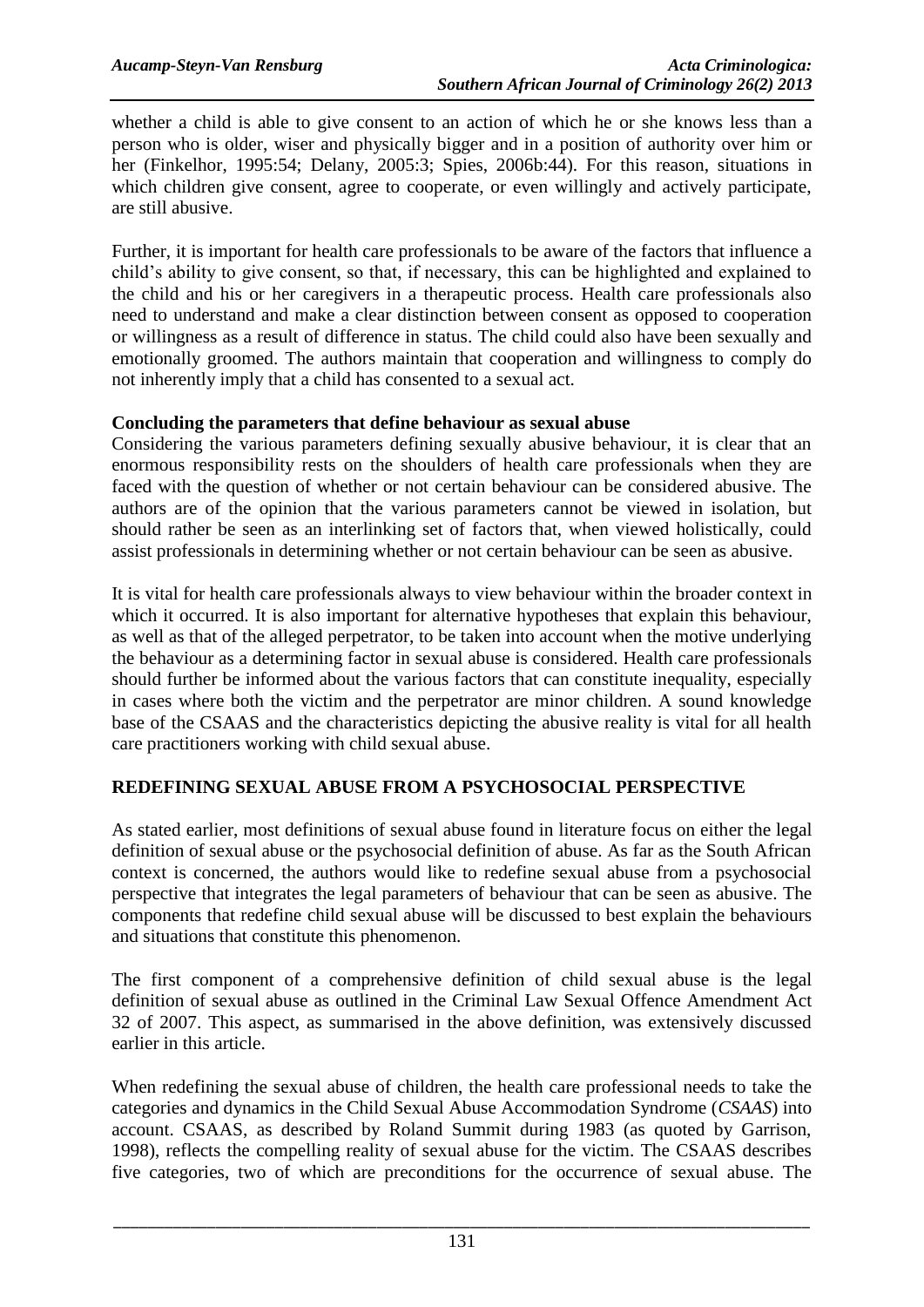whether a child is able to give consent to an action of which he or she knows less than a person who is older, wiser and physically bigger and in a position of authority over him or her (Finkelhor, 1995:54; Delany, 2005:3; Spies, 2006b:44). For this reason, situations in which children give consent, agree to cooperate, or even willingly and actively participate, are still abusive.

Further, it is important for health care professionals to be aware of the factors that influence a child's ability to give consent, so that, if necessary, this can be highlighted and explained to the child and his or her caregivers in a therapeutic process. Health care professionals also need to understand and make a clear distinction between consent as opposed to cooperation or willingness as a result of difference in status. The child could also have been sexually and emotionally groomed. The authors maintain that cooperation and willingness to comply do not inherently imply that a child has consented to a sexual act.

**Concluding the parameters that define behaviour as sexual abuse**

Considering the various parameters defining sexually abusive behaviour, it is clear that an enormous responsibility rests on the shoulders of health care professionals when they are faced with the question of whether or not certain behaviour can be considered abusive. The authors are of the opinion that the various parameters cannot be viewed in isolation, but should rather be seen as an interlinking set of factors that, when viewed holistically, could assist professionals in determining whether or not certain behaviour can be seen as abusive.

It is vital for health care professionals always to view behaviour within the broader context in which it occurred. It is also important for alternative hypotheses that explain this behaviour, as well as that of the alleged perpetrator, to be taken into account when the motive underlying the behaviour as a determining factor in sexual abuse is considered. Health care professionals should further be informed about the various factors that can constitute inequality, especially in cases where both the victim and the perpetrator are minor children. A sound knowledge base of the CSAAS and the characteristics depicting the abusive reality is vital for all health care practitioners working with child sexual abuse.

## REDEFINING SEXUAL ABUSE FROM A PSYCHOSOCIAL PERSPECTIVE

As stated earlier, most definitions of sexual abuse found in literature focus on either the legal definition of sexual abuse or the psychosocial definition of abuse. As far as the South African context is concerned, the authors would like to redefine sexual abuse from a psychosocial perspective that integrates the legal parameters of behaviour that can be seen as abusive. The components that redefine child sexual abuse will be discussed to best explain the behaviours and situations that constitute this phenomenon.

The first component of a comprehensive definition of child sexual abuse is the legal definition of sexual abuse as outlined in the Criminal Law Sexual Offence Amendment Act 32 of 2007. This aspect, as summarised in the above definition, was extensively discussed earlier in this article.

When redefining the sexual abuse of children, the health care professional needs to take the categories and dynamics in the Child Sexual Abuse Accommodation Syndrome (*CSAAS*) into account. CSAAS, as described by Roland Summit during 1983 (as quoted by Garrison, 1998), reflects the compelling reality of sexual abuse for the victim. The CSAAS describes five categories, two of which are preconditions for the occurrence of sexual abuse. The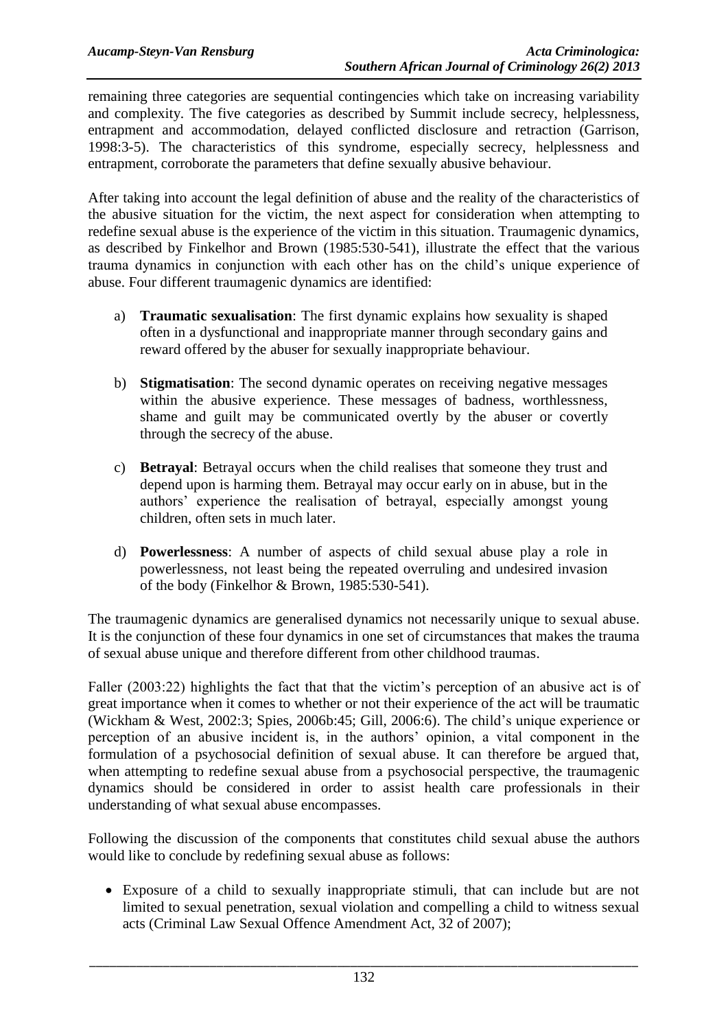remaining three categories are sequential contingencies which take on increasing variability and complexity. The five categories as described by Summit include secrecy, helplessness, entrapment and accommodation, delayed conflicted disclosure and retraction (Garrison, 1998:3-5). The characteristics of this syndrome, especially secrecy, helplessness and entrapment, corroborate the parameters that define sexually abusive behaviour.

After taking into account the legal definition of abuse and the reality of the characteristics of the abusive situation for the victim, the next aspect for consideration when attempting to redefine sexual abuse is the experience of the victim in this situation. Traumagenic dynamics, as described by Finkelhor and Brown (1985:530-541), illustrate the effect that the various trauma dynamics in conjunction with each other has on the child's unique experience of abuse. Four different traumagenic dynamics are identified:

a) **Traumatic sexualisation**: The first dynamic explains how sexuality is shaped often in a dysfunctional and inappropriate manner through secondary gains and reward offered by the abuser for sexually inappropriate behaviour.

b) **Stigmatisation**: The second dynamic operates on receiving negative messages within the abusive experience. These messages of badness, worthlessness, shame and guilt may be communicated overtly by the abuser or covertly through the secrecy of the abuse.

c) **Betrayal**: Betrayal occurs when the child realises that someone they trust and depend upon is harming them. Betrayal may occur early on in abuse, but in the authors' experience the realisation of betrayal, especially amongst young children, often sets in much later.

d) **Powerlessness**: A number of aspects of child sexual abuse play a role in powerlessness, not least being the repeated overruling and undesired invasion of the body (Finkelhor & Brown, 1985:530-541).

The traumagenic dynamics are generalised dynamics not necessarily unique to sexual abuse. It is the conjunction of these four dynamics in one set of circumstances that makes the trauma of sexual abuse unique and therefore different from other childhood traumas.

Faller (2003:22) highlights the fact that that the victim's perception of an abusive act is of great importance when it comes to whether or not their experience of the act will be traumatic (Wickham & West, 2002:3; Spies, 2006b:45; Gill, 2006:6). The child's unique experience or perception of an abusive incident is, in the authors' opinion, a vital component in the formulation of a psychosocial definition of sexual abuse. It can therefore be argued that, when attempting to redefine sexual abuse from a psychosocial perspective, the traumagenic dynamics should be considered in order to assist health care professionals in their understanding of what sexual abuse encompasses.

Following the discussion of the components that constitutes child sexual abuse the authors would like to conclude by redefining sexual abuse as follows:

- Exposure of a child to sexually inappropriate stimuli, that can include but are not limited to sexual penetration, sexual violation and compelling a child to witness sexual acts (Criminal Law Sexual Offence Amendment Act, 32 of 2007);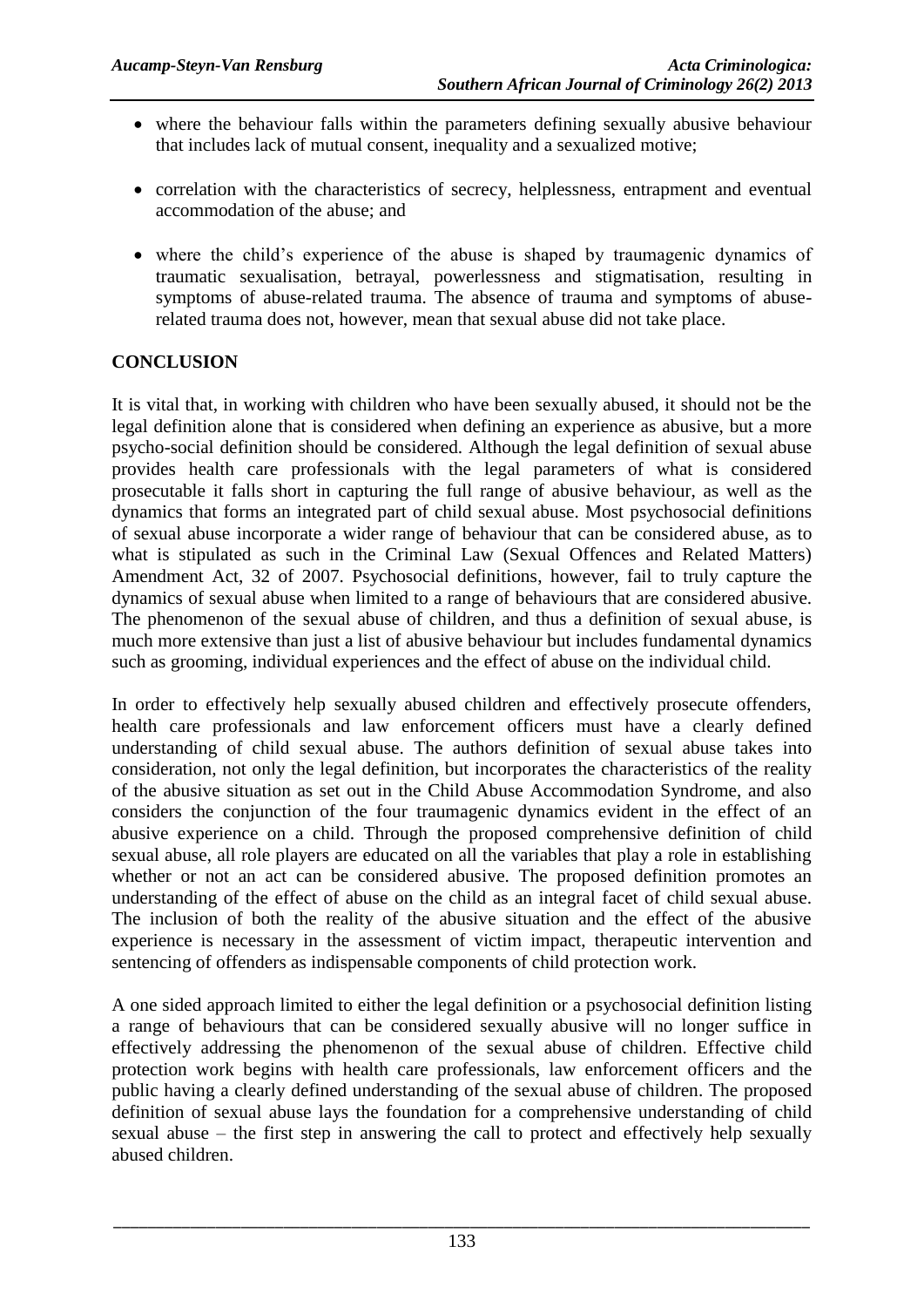- where the behaviour falls within the parameters defining sexually abusive behaviour that includes lack of mutual consent, inequality and a sexualized motive;

- correlation with the characteristics of secrecy, helplessness, entrapment and eventual accommodation of the abuse; and

- where the child's experience of the abuse is shaped by traumagenic dynamics of traumatic sexualisation, betrayal, powerlessness and stigmatisation, resulting in symptoms of abuse-related trauma. The absence of trauma and symptoms of abuse-related trauma does not, however, mean that sexual abuse did not take place.

## CONCLUSION

It is vital that, in working with children who have been sexually abused, it should not be the legal definition alone that is considered when defining an experience as abusive, but a more psycho-social definition should be considered. Although the legal definition of sexual abuse provides health care professionals with the legal parameters of what is considered prosecutable it falls short in capturing the full range of abusive behaviour, as well as the dynamics that forms an integrated part of child sexual abuse. Most psychosocial definitions of sexual abuse incorporate a wider range of behaviour that can be considered abuse, as to what is stipulated as such in the Criminal Law (Sexual Offences and Related Matters) Amendment Act, 32 of 2007. Psychosocial definitions, however, fail to truly capture the dynamics of sexual abuse when limited to a range of behaviours that are considered abusive. The phenomenon of the sexual abuse of children, and thus a definition of sexual abuse, is much more extensive than just a list of abusive behaviour but includes fundamental dynamics such as grooming, individual experiences and the effect of abuse on the individual child.

In order to effectively help sexually abused children and effectively prosecute offenders, health care professionals and law enforcement officers must have a clearly defined understanding of child sexual abuse. The authors definition of sexual abuse takes into consideration, not only the legal definition, but incorporates the characteristics of the reality of the abusive situation as set out in the Child Abuse Accommodation Syndrome, and also considers the conjunction of the four traumagenic dynamics evident in the effect of an abusive experience on a child. Through the proposed comprehensive definition of child sexual abuse, all role players are educated on all the variables that play a role in establishing whether or not an act can be considered abusive. The proposed definition promotes an understanding of the effect of abuse on the child as an integral facet of child sexual abuse. The inclusion of both the reality of the abusive situation and the effect of the abusive experience is necessary in the assessment of victim impact, therapeutic intervention and sentencing of offenders as indispensable components of child protection work.

A one sided approach limited to either the legal definition or a psychosocial definition listing a range of behaviours that can be considered sexually abusive will no longer suffice in effectively addressing the phenomenon of the sexual abuse of children. Effective child protection work begins with health care professionals, law enforcement officers and the public having a clearly defined understanding of the sexual abuse of children. The proposed definition of sexual abuse lays the foundation for a comprehensive understanding of child sexual abuse – the first step in answering the call to protect and effectively help sexually abused children.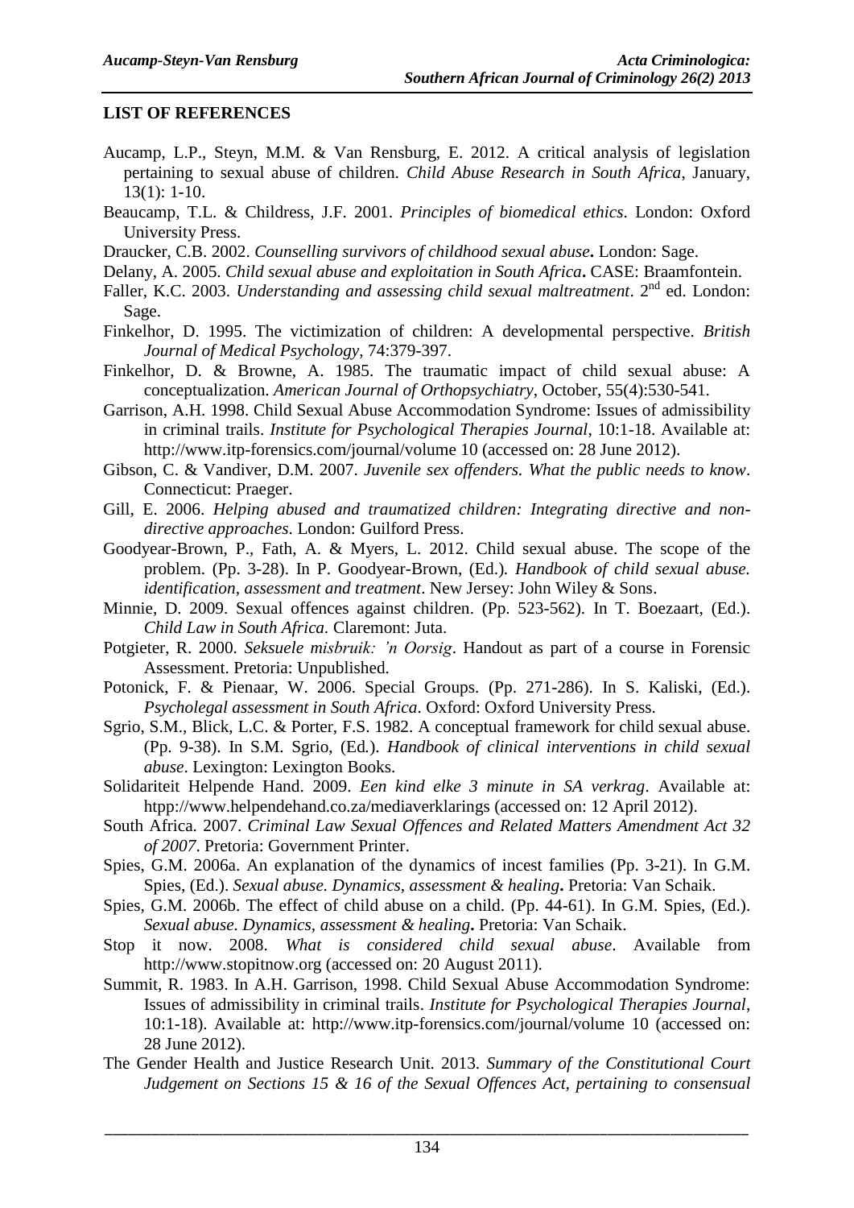## LIST OF REFERENCES

Aucamp, L.P., Steyn, M.M. & Van Rensburg, E. 2012. A critical analysis of legislation pertaining to sexual abuse of children. *Child Abuse Research in South Africa*, January, 13(1): 1-10.

Beaucamp, T.L. & Childress, J.F. 2001. *Principles of biomedical ethics*. London: Oxford University Press.

Draucker, C.B. 2002. *Counselling survivors of childhood sexual abuse***.** London: Sage.

Delany, A. 2005. *Child sexual abuse and exploitation in South Africa***.** CASE: Braamfontein.

Faller, K.C. 2003. *Understanding and assessing child sexual maltreatment*. 2nd ed. London: Sage.

Finkelhor, D. 1995. The victimization of children: A developmental perspective. *British Journal of Medical Psychology*, 74:379-397.

Finkelhor, D. & Browne, A. 1985. The traumatic impact of child sexual abuse: A conceptualization. *American Journal of Orthopsychiatry*, October, 55(4):530-541.

Garrison, A.H. 1998. Child Sexual Abuse Accommodation Syndrome: Issues of admissibility in criminal trails. *Institute for Psychological Therapies Journal*, 10:1-18. Available at: http://www.itp-forensics.com/journal/volume 10 (accessed on: 28 June 2012).

Gibson, C. & Vandiver, D.M. 2007. *Juvenile sex offenders. What the public needs to know*. Connecticut: Praeger.

Gill, E. 2006. *Helping abused and traumatized children: Integrating directive and non-directive approaches*. London: Guilford Press.

Goodyear-Brown, P., Fath, A. & Myers, L. 2012. Child sexual abuse. The scope of the problem. (Pp. 3-28). In P. Goodyear-Brown, (Ed.). *Handbook of child sexual abuse. identification, assessment and treatment*. New Jersey: John Wiley & Sons.

Minnie, D. 2009. Sexual offences against children. (Pp. 523-562). In T. Boezaart, (Ed.). *Child Law in South Africa*. Claremont: Juta.

Potgieter, R. 2000. *Seksuele misbruik: 'n Oorsig*. Handout as part of a course in Forensic Assessment. Pretoria: Unpublished.

Potonick, F. & Pienaar, W. 2006. Special Groups. (Pp. 271-286). In S. Kaliski, (Ed.). *Psycholegal assessment in South Africa*. Oxford: Oxford University Press.

Sgrio, S.M., Blick, L.C. & Porter, F.S. 1982. A conceptual framework for child sexual abuse. (Pp. 9-38). In S.M. Sgrio, (Ed.). *Handbook of clinical interventions in child sexual abuse*. Lexington: Lexington Books.

Solidariteit Helpende Hand. 2009. *Een kind elke 3 minute in SA verkrag*. Available at: htpp://www.helpendehand.co.za/mediaverklarings (accessed on: 12 April 2012).

South Africa. 2007. *Criminal Law Sexual Offences and Related Matters Amendment Act 32 of 2007*. Pretoria: Government Printer.

Spies, G.M. 2006a. An explanation of the dynamics of incest families (Pp. 3-21). In G.M. Spies, (Ed.). *Sexual abuse. Dynamics, assessment & healing***.** Pretoria: Van Schaik.

Spies, G.M. 2006b. The effect of child abuse on a child. (Pp. 44-61). In G.M. Spies, (Ed.). *Sexual abuse. Dynamics, assessment & healing***.** Pretoria: Van Schaik.

Stop it now. 2008. *What is considered child sexual abuse*. Available from http://www.stopitnow.org (accessed on: 20 August 2011).

Summit, R. 1983. In A.H. Garrison, 1998. Child Sexual Abuse Accommodation Syndrome: Issues of admissibility in criminal trails. *Institute for Psychological Therapies Journal*, 10:1-18). Available at: http://www.itp-forensics.com/journal/volume 10 (accessed on: 28 June 2012).

The Gender Health and Justice Research Unit. 2013. *Summary of the Constitutional Court Judgement on Sections 15 & 16 of the Sexual Offences Act, pertaining to consensual*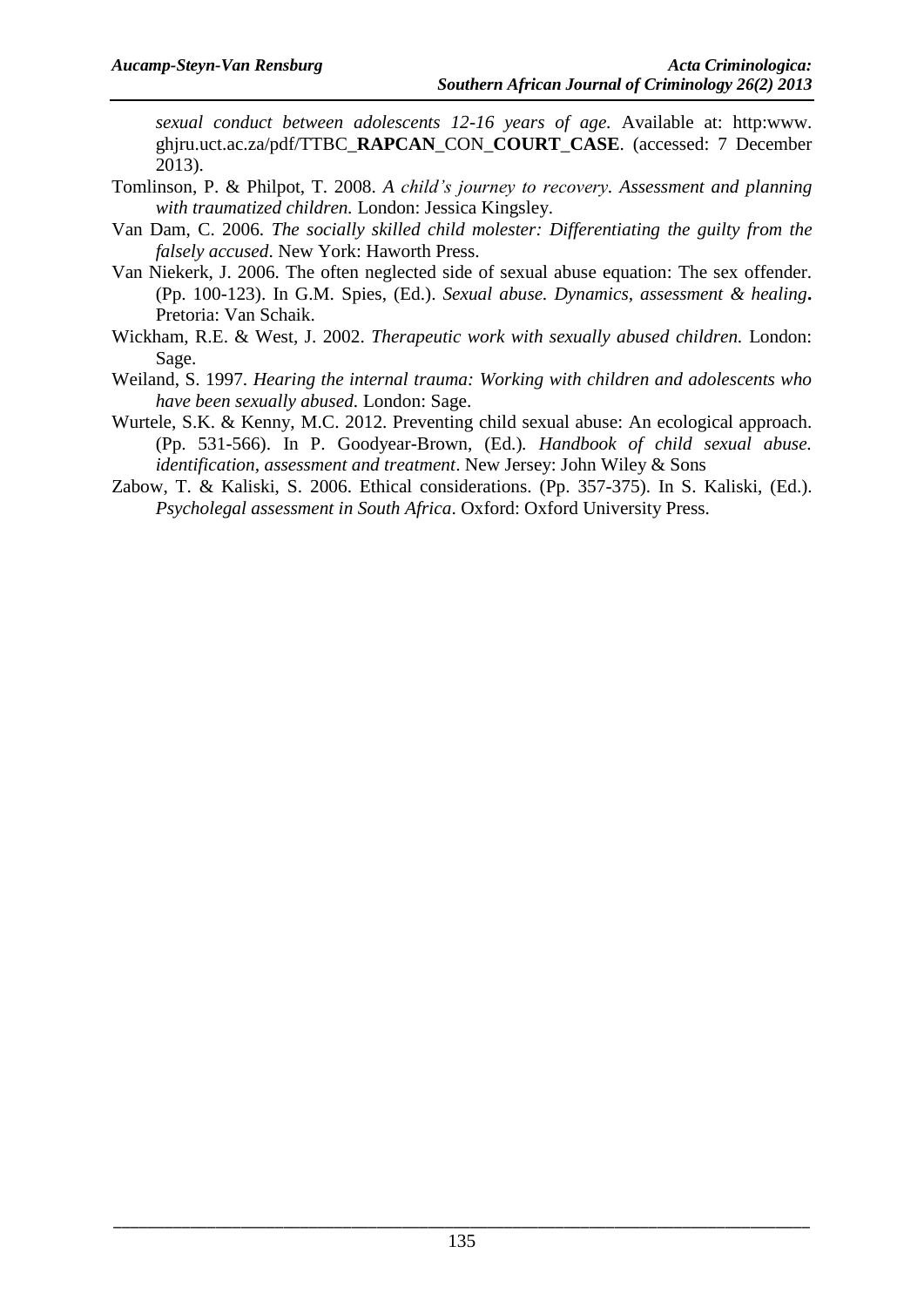*sexual conduct between adolescents 12-16 years of age.* Available at: http:www. ghjru.uct.ac.za/pdf/TTBC_**RAPCAN**_CON_**COURT_CASE**. (accessed: 7 December 2013).

Tomlinson, P. & Philpot, T. 2008. *A child's journey to recovery. Assessment and planning with traumatized children.* London: Jessica Kingsley.

Van Dam, C. 2006. *The socially skilled child molester: Differentiating the guilty from the falsely accused*. New York: Haworth Press.

Van Niekerk, J. 2006. The often neglected side of sexual abuse equation: The sex offender. (Pp. 100-123). In G.M. Spies, (Ed.). *Sexual abuse. Dynamics, assessment & healing***.** Pretoria: Van Schaik.

Wickham, R.E. & West, J. 2002. *Therapeutic work with sexually abused children.* London: Sage.

Weiland, S. 1997. *Hearing the internal trauma: Working with children and adolescents who have been sexually abused.* London: Sage.

Wurtele, S.K. & Kenny, M.C. 2012. Preventing child sexual abuse: An ecological approach. (Pp. 531-566). In P. Goodyear-Brown, (Ed.). *Handbook of child sexual abuse. identification, assessment and treatment*. New Jersey: John Wiley & Sons

Zabow, T. & Kaliski, S. 2006. Ethical considerations. (Pp. 357-375). In S. Kaliski, (Ed.). *Psycholegal assessment in South Africa*. Oxford: Oxford University Press.